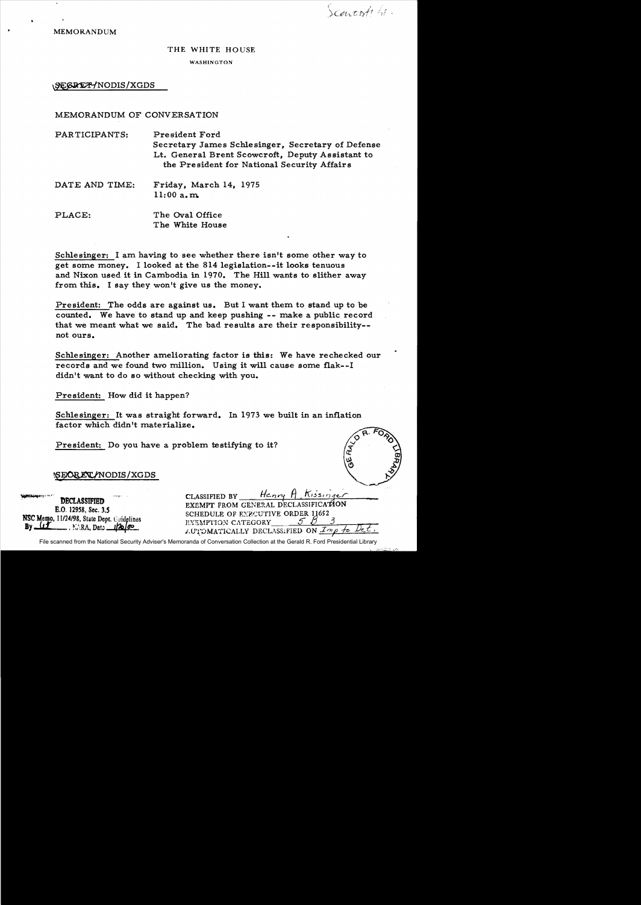Scowcroft file

MEMORANDUM

THE WHITE HOUSE

WASHINGTON

SECRET/NODIS/XGDS

MEMORANDUM OF CONVERSATION

PARTICIPANTS: President Ford
Secretary James Schlesinger, Secretary of Defense
Lt. General Brent Scowcroft, Deputy Assistant to the President for National Security Affairs

DATE AND TIME: Friday, March 14, 1975
11:00 a.m.

PLACE: The Oval Office
The White House

Schlesinger: I am having to see whether there isn't some other way to get some money. I looked at the 814 legislation--it looks tenuous and Nixon used it in Cambodia in 1970. The Hill wants to slither away from this. I say they won't give us the money.

President: The odds are against us. But I want them to stand up to be counted. We have to stand up and keep pushing -- make a public record that we meant what we said. The bad results are their responsibility--not ours.

Schlesinger: Another ameliorating factor is this: We have rechecked our records and we found two million. Using it will cause some flak--I didn't want to do so without checking with you.

President: How did it happen?

Schlesinger: It was straight forward. In 1973 we built in an inflation factor which didn't materialize.

President: Do you have a problem testifying to it?

SECRET/NODIS/XGDS

DECLASSIFIED
E.O. 12958, Sec. 3.5
NSC Memo, 11/24/98, State Dept. Guidelines
By [illegible], NARA, Date [illegible]

CLASSIFIED BY Henry A. Kissinger
EXEMPT FROM GENERAL DECLASSIFICATION
SCHEDULE OF EXECUTIVE ORDER 11652
EXEMPTION CATEGORY 5 B 3
AUTOMATICALLY DECLASSIFIED ON Imp to Det.

File scanned from the National Security Adviser's Memoranda of Conversation Collection at the Gerald R. Ford Presidential Library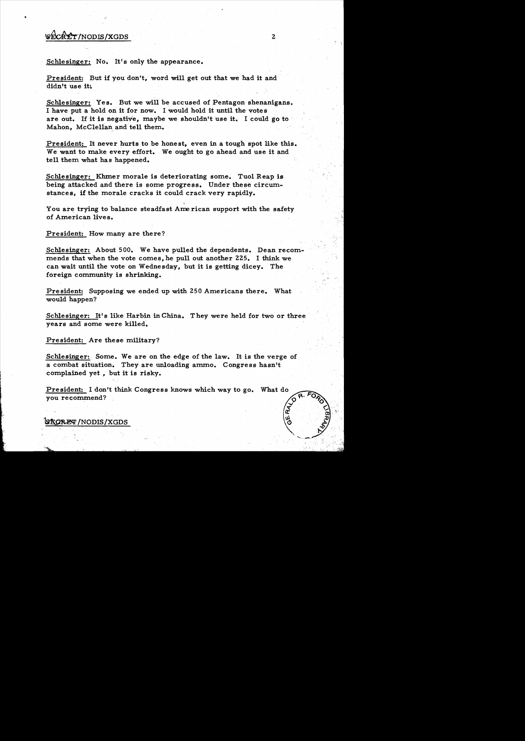SECRET/NODIS/XGDS

Schlesinger: No. It's only the appearance.

President: But if you don't, word will get out that we had it and didn't use it.

Schlesinger: Yes. But we will be accused of Pentagon shenanigans. I have put a hold on it for now. I would hold it until the votes are out. If it is negative, maybe we shouldn't use it. I could go to Mahon, McClellan and tell them.

President: It never hurts to be honest, even in a tough spot like this. We want to make every effort. We ought to go ahead and use it and tell them what has happened.

Schlesinger: Khmer morale is deteriorating some. Tuol Reap is being attacked and there is some progress. Under these circumstances, if the morale cracks it could crack very rapidly.

You are trying to balance steadfast American support with the safety of American lives.

President: How many are there?

Schlesinger: About 500. We have pulled the dependents. Dean recommends that when the vote comes, he pull out another 225. I think we can wait until the vote on Wednesday, but it is getting dicey. The foreign community is shrinking.

President: Supposing we ended up with 250 Americans there. What would happen?

Schlesinger: It's like Harbin in China. They were held for two or three years and some were killed.

President: Are these military?

Schlesinger: Some. We are on the edge of the law. It is the verge of a combat situation. They are unloading ammo. Congress hasn't complained yet, but it is risky.

President: I don't think Congress knows which way to go. What do you recommend?

SECRET/NODIS/XGDS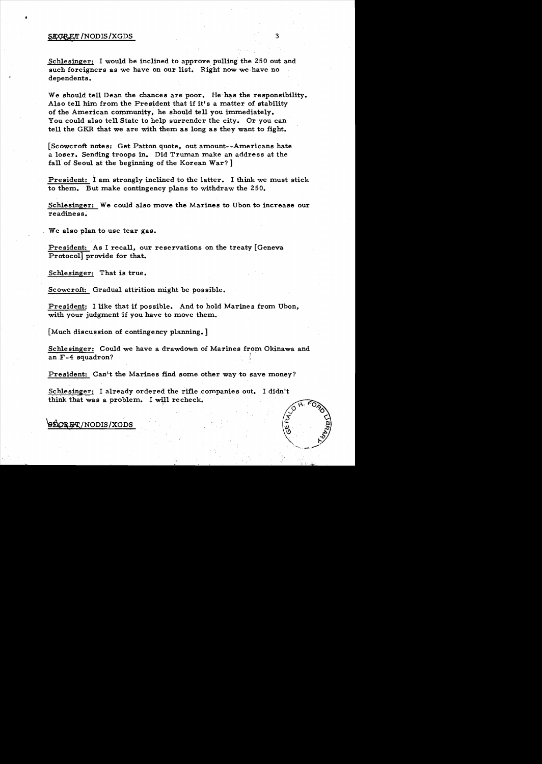Schlesinger: I would be inclined to approve pulling the 250 out and such foreigners as we have on our list. Right now we have no dependents.

We should tell Dean the chances are poor. He has the responsibility. Also tell him from the President that if it's a matter of stability of the American community, he should tell you immediately. You could also tell State to help surrender the city. Or you can tell the GKR that we are with them as long as they want to fight.

[Scowcroft notes: Get Patton quote, out amount--Americans hate a loser. Sending troops in. Did Truman make an address at the fall of Seoul at the beginning of the Korean War?]

President: I am strongly inclined to the latter. I think we must stick to them. But make contingency plans to withdraw the 250.

Schlesinger: We could also move the Marines to Ubon to increase our readiness.

We also plan to use tear gas.

President: As I recall, our reservations on the treaty [Geneva Protocol] provide for that.

Schlesinger: That is true.

Scowcroft: Gradual attrition might be possible.

President: I like that if possible. And to hold Marines from Ubon, with your judgment if you have to move them.

[Much discussion of contingency planning.]

Schlesinger: Could we have a drawdown of Marines from Okinawa and an F-4 squadron?

President: Can't the Marines find some other way to save money?

Schlesinger: I already ordered the rifle companies out. I didn't think that was a problem. I will recheck.

SECRET/NODIS/XGDS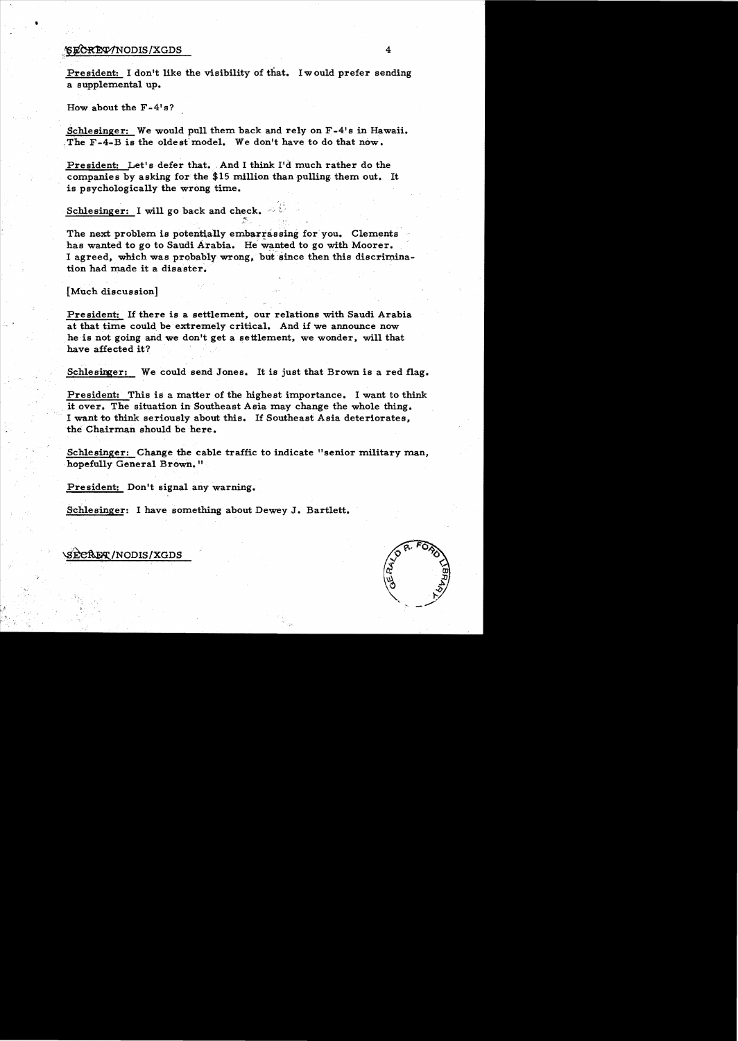President: I don't like the visibility of that. I would prefer sending a supplemental up.

How about the F-4's?

Schlesinger: We would pull them back and rely on F-4's in Hawaii. The F-4-B is the oldest model. We don't have to do that now.

President: Let's defer that. And I think I'd much rather do the companies by asking for the $15 million than pulling them out. It is psychologically the wrong time.

Schlesinger: I will go back and check.

The next problem is potentially embarrassing for you. Clements has wanted to go to Saudi Arabia. He wanted to go with Moorer. I agreed, which was probably wrong, but since then this discrimination had made it a disaster.

[Much discussion]

President: If there is a settlement, our relations with Saudi Arabia at that time could be extremely critical. And if we announce now he is not going and we don't get a settlement, we wonder, will that have affected it?

Schlesinger: We could send Jones. It is just that Brown is a red flag.

President: This is a matter of the highest importance. I want to think it over. The situation in Southeast Asia may change the whole thing. I want to think seriously about this. If Southeast Asia deteriorates, the Chairman should be here.

Schlesinger: Change the cable traffic to indicate "senior military man, hopefully General Brown."

President: Don't signal any warning.

Schlesinger: I have something about Dewey J. Bartlett.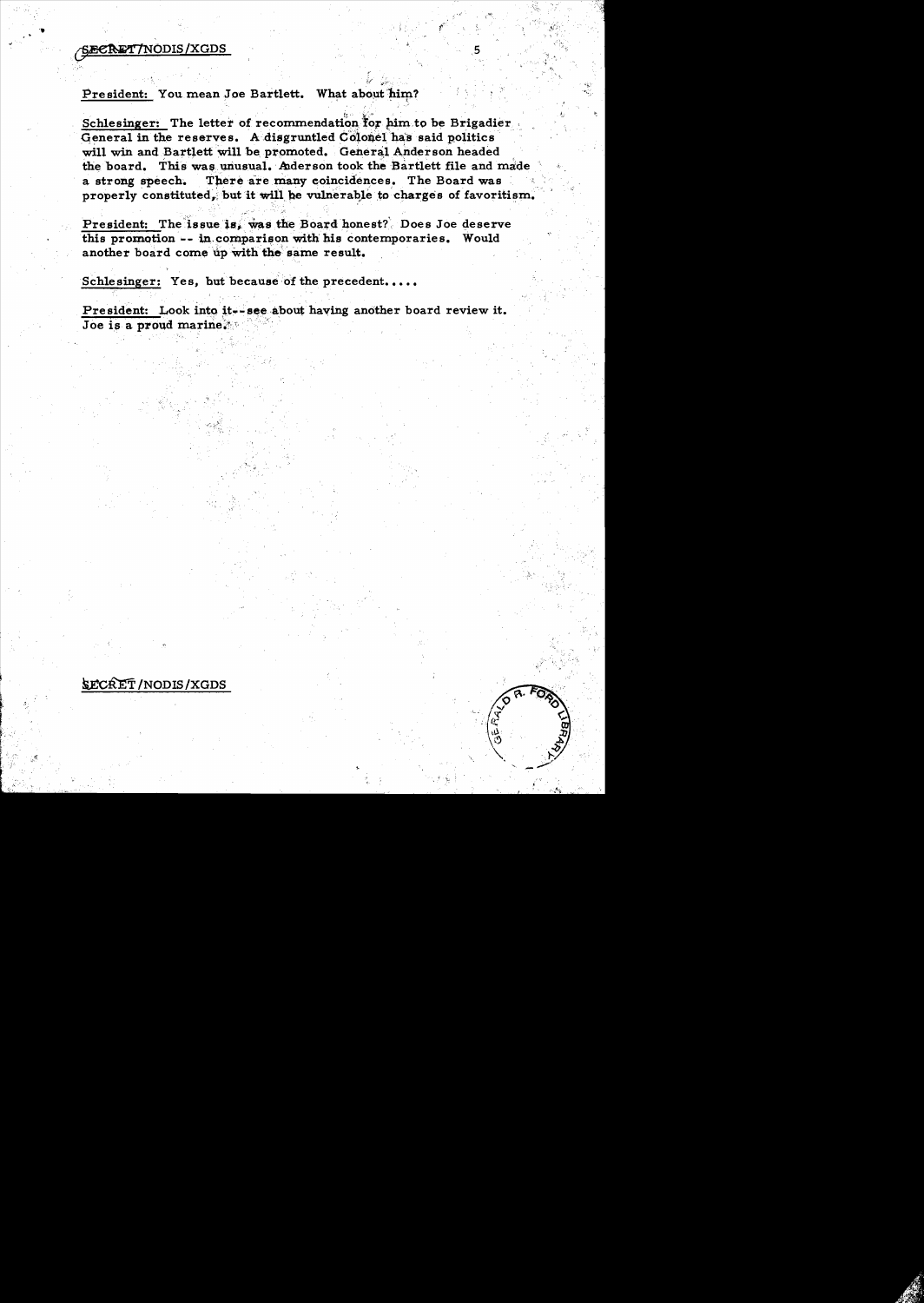President: You mean Joe Bartlett. What about him?

Schlesinger: The letter of recommendation for him to be Brigadier General in the reserves. A disgruntled Colonel has said politics will win and Bartlett will be promoted. General Anderson headed the board. This was unusual. Anderson took the Bartlett file and made a strong speech. There are many coincidences. The Board was properly constituted, but it will be vulnerable to charges of favoritism.

President: The issue is, was the Board honest? Does Joe deserve this promotion -- in comparison with his contemporaries. Would another board come up with the same result.

Schlesinger: Yes, but because of the precedent.....

President: Look into it--see about having another board review it. Joe is a proud marine.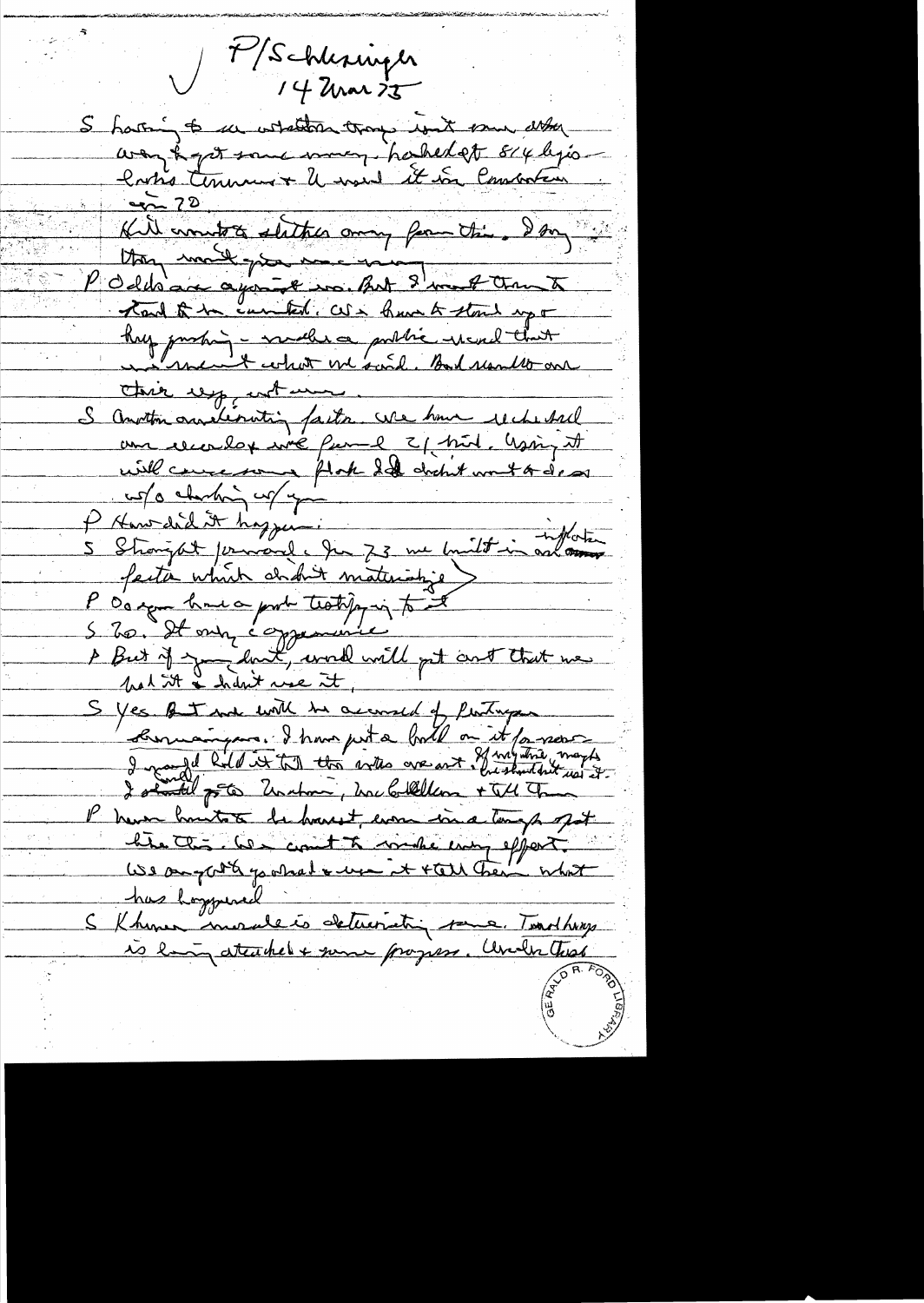P/Schlesinger
14 Mar 75

S Having to use what troops isn't some other way to get some money. Packaged $814 b[illion] is — Cambodia Commission & I said it in Conference — 72.

Hill wants to slither away from this. I say they won't give us money.

P Odds are against us. But I want them to stand & be counted. We have to stand up & keep pushing — make a public record that this wasn't what we said. Bad results on their way, not ours.

S Another ameliorating factor. We have rescheduled our earlier loan [of] 2 1/2 bil[lion]. Using it will cause some flak I didn't want to do so w/o checking w/ you.

P How did it happen?

S Thought forward. In 73 we built in inflation factor which didn't materialize.

P Do you have a part testifying to it?

S No. It only appears.

P But if you don't, word will get out that we had it & didn't use it.

S Yes. But we will be accused of Pentagon shenanigans. I have put a hold on it for now. I would hold it till the votes are out. If anything, maybe we shouldn't use it.

I talked to Weinberger, McClellan & Tell them

P Never hurts to be honest, even in a tough spot like this. We can't make any effort. We ought to go ahead & use it & tell them what has happened.

S Khmer morale is deteriorating some. Tonle Sap is being attacked & some progress. Under these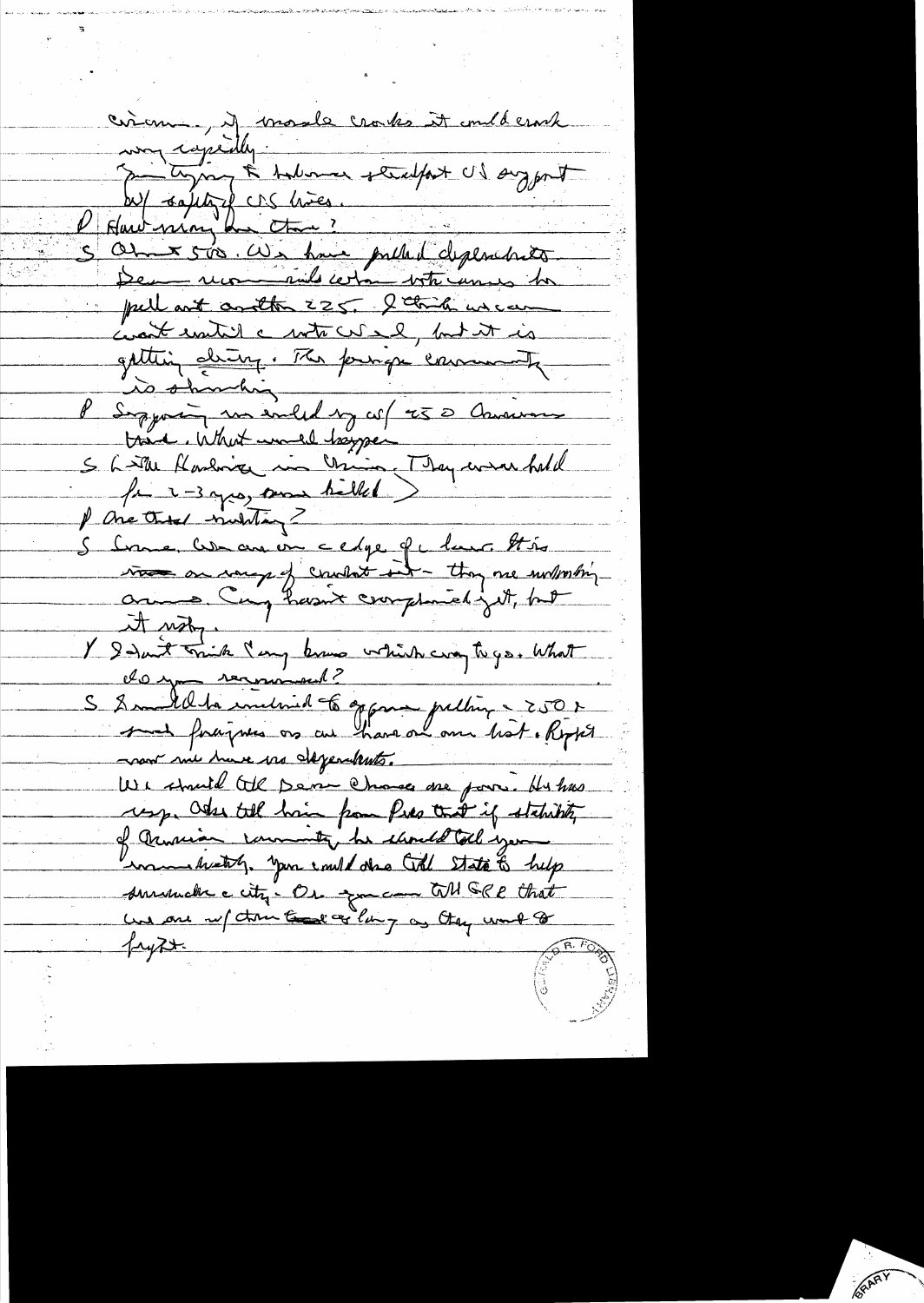crumn, if morale cracks it could crack very rapidly.

I'm trying to balance steadfast US support w/ safety of US lives.

P How many are there?

S About 5000. We have pulled dependents. Dean recommends we have 1000 to 2000 by the time ...

pull out another 225. I think we can wait until a vote is ..., but it is getting dicey. The foreign community is shrinking.

P Suppose we ended up w/ 250 Americans there. What would happen?

S Like Hanoi in China. They were held for 2-3 yrs, some killed.

P Are others waiting?

S Some. We are on edge of a hurt. It is ... on ways of cutting it – they are watching around. Cong hasn't complained yet, but it may.

P I don't think Cong knows which way to go. What do you recommend?

S I would be inclined to approve pulling 250 & push foreigners as we have our list. Report now we have no dependents.

We should tell Dean [?] there are ... He has ... Also tell him from Pres that if stability of American community, he should tell you immediately. You could also tell State to help ... a city. Or you can tell GRE that we are w/ them as long as they want to fight.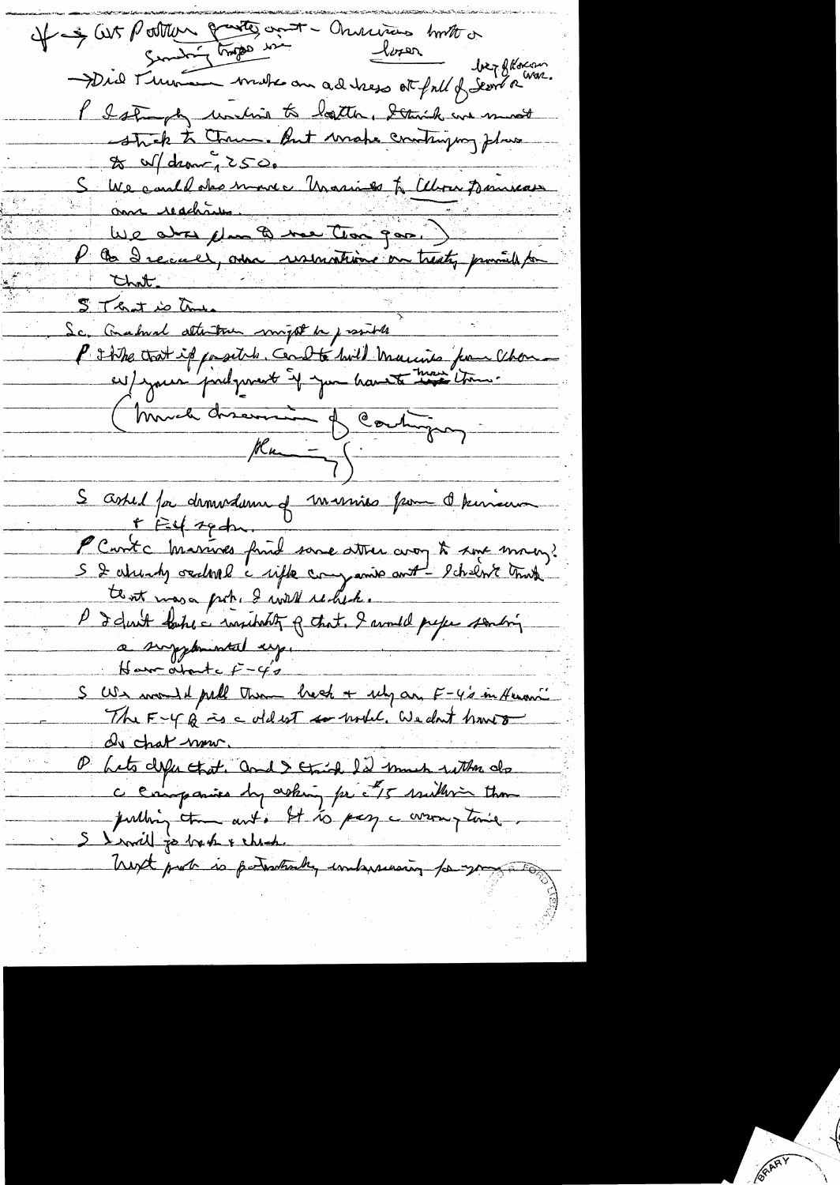K → Gov Potter quote about – Americans want a loser
Sending troops in
→ Did Truman make an address at fall of Seoul & Korean war.

P I strongly incline to latter. I think we must stick to this. But make contingency plans to w/draw 250.

S We could also move Marines to Udorn. Americans are reaching.

We also plan to use Udorn again.)

P As I recall, our reservations on treaty provide for that.

S That is true.

Sc Gradual attention might be possible.

P I like that if possible. Could build Marines from Udorn w/ your judgment if you have to move them.

(Much discussion of Contingency plans –)

S asked for drawdown of Marines from Okinawa + Fleet ...

P Can't Marines find some other way to save money?

S I already ordered c rifle company out – I didn't think that was a prob. I will relook.

P I don't like c visibility of that. I would prefer sending a supplemental req.

How about c F-4's

S We would pull them back + rely on F-4's in Hawaii. The F-4 Q is c oldest so model. We don't have to do that now.

P Let's defer that. And I think I'd much rather do c companies by asking for c $15 million than pulling them out. It is a pay c wrong time.

S I will go back + check.

Next prob is potentially embarrassing for you ...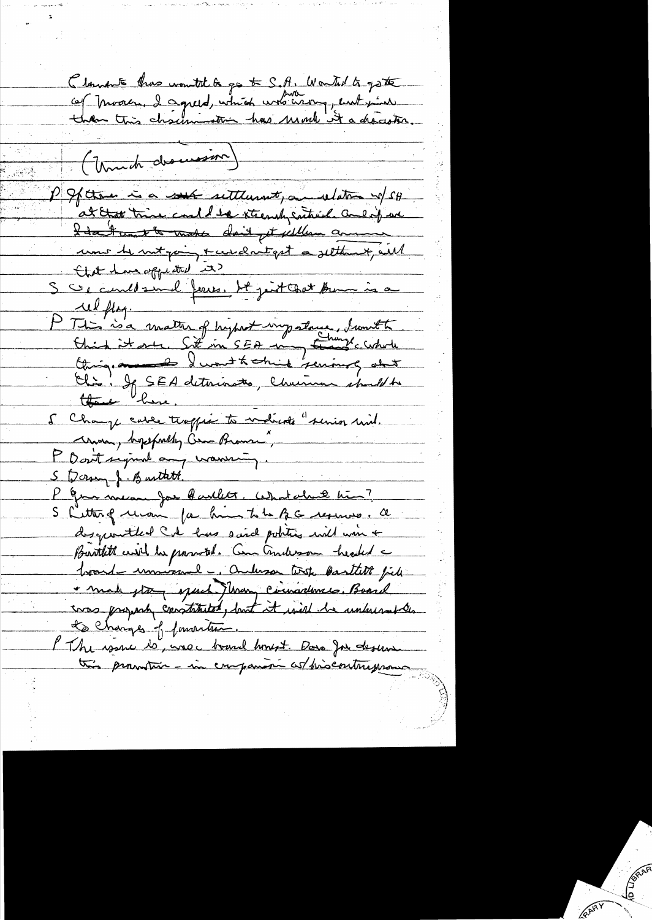Clements has wanted to go to S.A. Wanted to go to ... of Moorer. I agreed, which was wrong, but ... than this discrimination has made it a disaster.

(Much discussion)

P If there is a settlement, our relations w/ SA at that time could be extremely critical. And if we ... don't want to make ... & ... can't get a settlement, will that have affected it?

S We could send Jones. It's just that Brown is a red flag.

P This is a matter of highest importance. I want to think it over. Sit in SEA may change whole thing. ... I want to think seriously about this. If SEA deteriorates, Chairman should be there here.

S Change cable traffic to indicate "senior mil. man, hopefully Gen Brown".

P Don't signal any warning.

S Darcy & Bartlett.

P You mean Joe Bartlett. What about him?

S Letter of ... for him to be AG ... . A disgruntled Col has said politics will win & Bartlett will be promoted. Gen Anderson headed a board - unusual -. Anderson took Bartlett file & made strong speech. Many circumstances. Board was properly constituted, but it will be vulnerable to charges of favoritism.

P The issue is, was a board honest. Does Joe deserve this promotion - in comparison w/ his contemporaries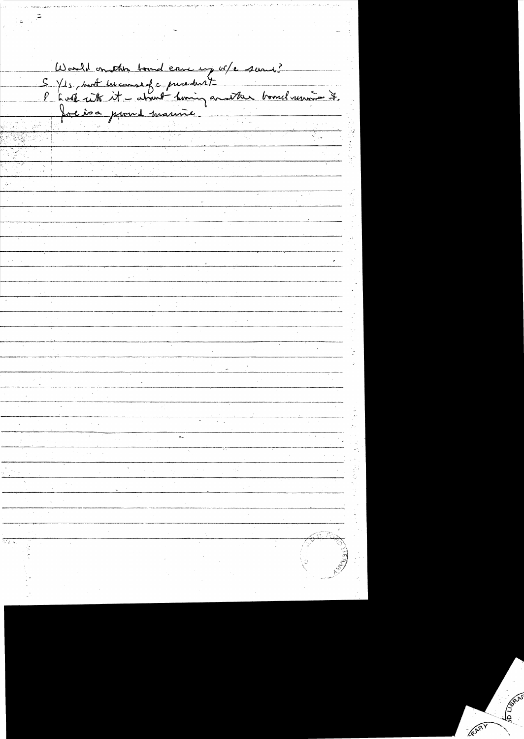Would another bond come up w/e same?

S Yes, but because of c precedent

P Look into it – about having another bond naming J.

Joe is a proud marine.